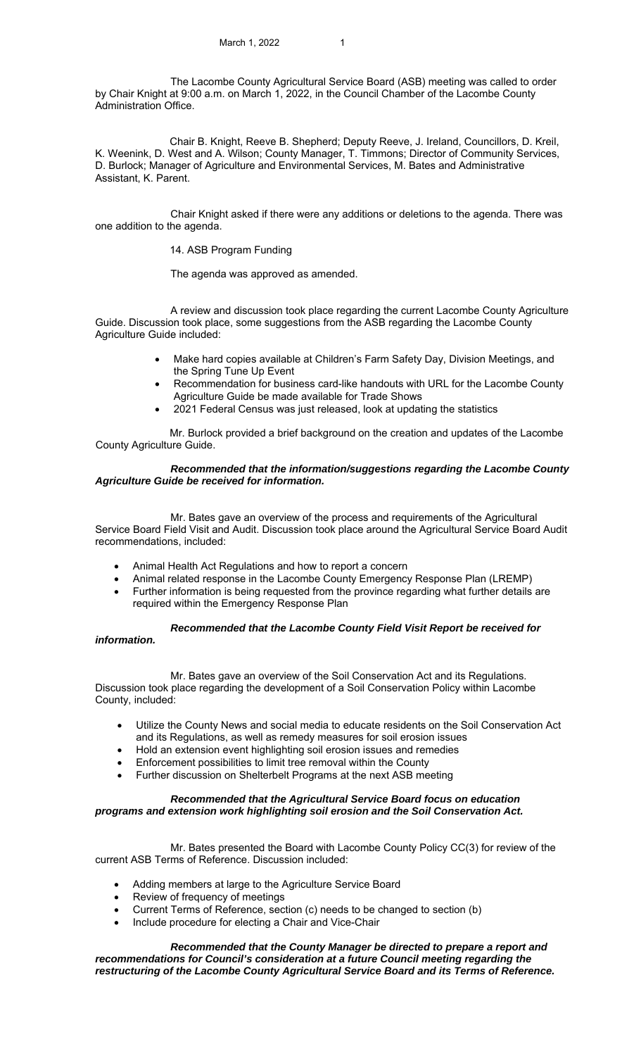The Lacombe County Agricultural Service Board (ASB) meeting was called to order by Chair Knight at 9:00 a.m. on March 1, 2022, in the Council Chamber of the Lacombe County Administration Office.

Chair B. Knight, Reeve B. Shepherd; Deputy Reeve, J. Ireland, Councillors, D. Kreil, K. Weenink, D. West and A. Wilson; County Manager, T. Timmons; Director of Community Services, D. Burlock; Manager of Agriculture and Environmental Services, M. Bates and Administrative Assistant, K. Parent.

Chair Knight asked if there were any additions or deletions to the agenda. There was one addition to the agenda.

14. ASB Program Funding

The agenda was approved as amended.

A review and discussion took place regarding the current Lacombe County Agriculture Guide. Discussion took place, some suggestions from the ASB regarding the Lacombe County Agriculture Guide included:

- Make hard copies available at Children's Farm Safety Day, Division Meetings, and the Spring Tune Up Event
- Recommendation for business card-like handouts with URL for the Lacombe County Agriculture Guide be made available for Trade Shows
- 2021 Federal Census was just released, look at updating the statistics

Mr. Burlock provided a brief background on the creation and updates of the Lacombe County Agriculture Guide.

***Recommended that the information/suggestions regarding the Lacombe County Agriculture Guide be received for information.***

Mr. Bates gave an overview of the process and requirements of the Agricultural Service Board Field Visit and Audit. Discussion took place around the Agricultural Service Board Audit recommendations, included:

- Animal Health Act Regulations and how to report a concern
- Animal related response in the Lacombe County Emergency Response Plan (LREMP)
- Further information is being requested from the province regarding what further details are required within the Emergency Response Plan

***Recommended that the Lacombe County Field Visit Report be received for information.***

Mr. Bates gave an overview of the Soil Conservation Act and its Regulations. Discussion took place regarding the development of a Soil Conservation Policy within Lacombe County, included:

- Utilize the County News and social media to educate residents on the Soil Conservation Act and its Regulations, as well as remedy measures for soil erosion issues
- Hold an extension event highlighting soil erosion issues and remedies
- Enforcement possibilities to limit tree removal within the County
- Further discussion on Shelterbelt Programs at the next ASB meeting

***Recommended that the Agricultural Service Board focus on education programs and extension work highlighting soil erosion and the Soil Conservation Act.***

Mr. Bates presented the Board with Lacombe County Policy CC(3) for review of the current ASB Terms of Reference. Discussion included:

- Adding members at large to the Agriculture Service Board
- Review of frequency of meetings
- Current Terms of Reference, section (c) needs to be changed to section (b)
- Include procedure for electing a Chair and Vice-Chair

***Recommended that the County Manager be directed to prepare a report and recommendations for Council's consideration at a future Council meeting regarding the restructuring of the Lacombe County Agricultural Service Board and its Terms of Reference.***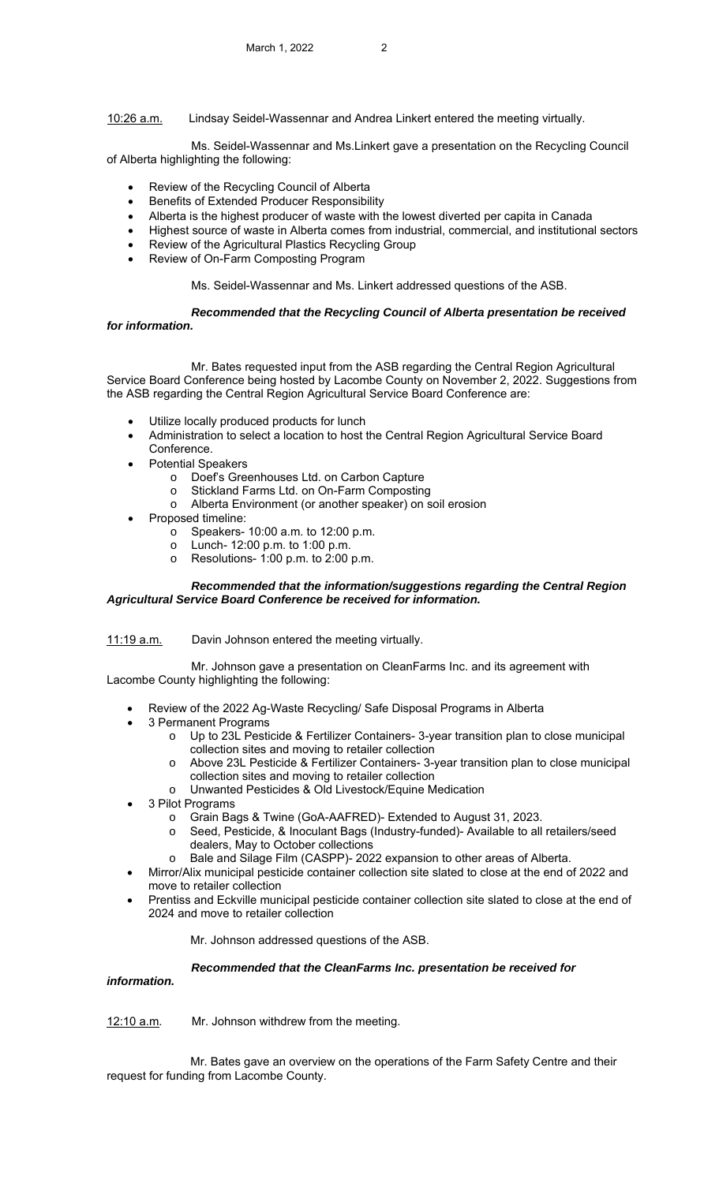10:26 a.m. Lindsay Seidel-Wassennar and Andrea Linkert entered the meeting virtually.

Ms. Seidel-Wassennar and Ms.Linkert gave a presentation on the Recycling Council of Alberta highlighting the following:

- Review of the Recycling Council of Alberta
- Benefits of Extended Producer Responsibility
- Alberta is the highest producer of waste with the lowest diverted per capita in Canada
- Highest source of waste in Alberta comes from industrial, commercial, and institutional sectors
- Review of the Agricultural Plastics Recycling Group
- Review of On-Farm Composting Program

Ms. Seidel-Wassennar and Ms. Linkert addressed questions of the ASB.

***Recommended that the Recycling Council of Alberta presentation be received for information.***

Mr. Bates requested input from the ASB regarding the Central Region Agricultural Service Board Conference being hosted by Lacombe County on November 2, 2022. Suggestions from the ASB regarding the Central Region Agricultural Service Board Conference are:

- Utilize locally produced products for lunch
- Administration to select a location to host the Central Region Agricultural Service Board Conference.
- Potential Speakers
    - Doef's Greenhouses Ltd. on Carbon Capture
    - Stickland Farms Ltd. on On-Farm Composting
    - Alberta Environment (or another speaker) on soil erosion
- Proposed timeline:
    - Speakers- 10:00 a.m. to 12:00 p.m.
    - Lunch- 12:00 p.m. to 1:00 p.m.
    - Resolutions- 1:00 p.m. to 2:00 p.m.

***Recommended that the information/suggestions regarding the Central Region Agricultural Service Board Conference be received for information.***

11:19 a.m. Davin Johnson entered the meeting virtually.

Mr. Johnson gave a presentation on CleanFarms Inc. and its agreement with Lacombe County highlighting the following:

- Review of the 2022 Ag-Waste Recycling/ Safe Disposal Programs in Alberta
- 3 Permanent Programs
    - Up to 23L Pesticide & Fertilizer Containers- 3-year transition plan to close municipal collection sites and moving to retailer collection
    - Above 23L Pesticide & Fertilizer Containers- 3-year transition plan to close municipal collection sites and moving to retailer collection
    - Unwanted Pesticides & Old Livestock/Equine Medication
- 3 Pilot Programs
    - Grain Bags & Twine (GoA-AAFRED)- Extended to August 31, 2023.
    - Seed, Pesticide, & Inoculant Bags (Industry-funded)- Available to all retailers/seed dealers, May to October collections
    - Bale and Silage Film (CASPP)- 2022 expansion to other areas of Alberta.
- Mirror/Alix municipal pesticide container collection site slated to close at the end of 2022 and move to retailer collection
- Prentiss and Eckville municipal pesticide container collection site slated to close at the end of 2024 and move to retailer collection

Mr. Johnson addressed questions of the ASB.

***Recommended that the CleanFarms Inc. presentation be received for information.***

12:10 a.m. Mr. Johnson withdrew from the meeting.

Mr. Bates gave an overview on the operations of the Farm Safety Centre and their request for funding from Lacombe County.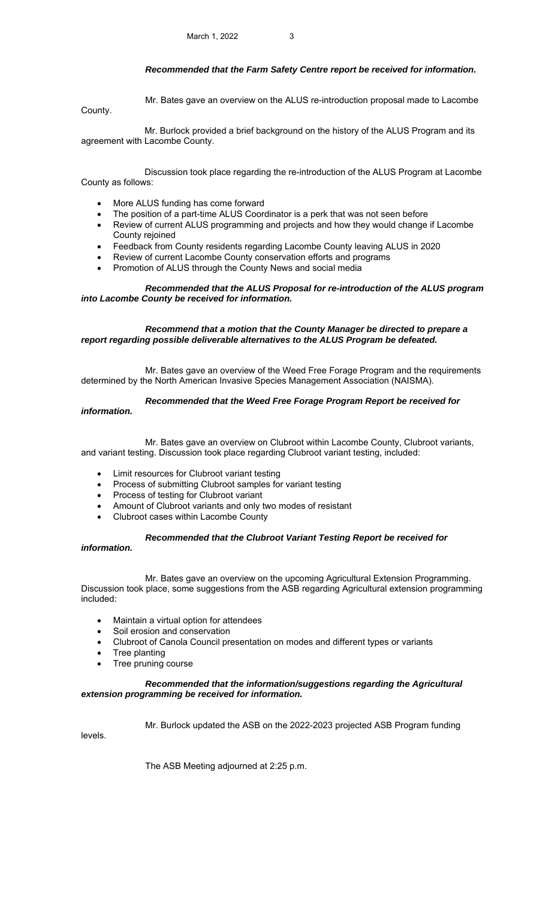***Recommended that the Farm Safety Centre report be received for information.***

Mr. Bates gave an overview on the ALUS re-introduction proposal made to Lacombe County.

Mr. Burlock provided a brief background on the history of the ALUS Program and its agreement with Lacombe County.

Discussion took place regarding the re-introduction of the ALUS Program at Lacombe County as follows:

- More ALUS funding has come forward
- The position of a part-time ALUS Coordinator is a perk that was not seen before
- Review of current ALUS programming and projects and how they would change if Lacombe County rejoined
- Feedback from County residents regarding Lacombe County leaving ALUS in 2020
- Review of current Lacombe County conservation efforts and programs
- Promotion of ALUS through the County News and social media

***Recommended that the ALUS Proposal for re-introduction of the ALUS program into Lacombe County be received for information.***

***Recommend that a motion that the County Manager be directed to prepare a report regarding possible deliverable alternatives to the ALUS Program be defeated.***

Mr. Bates gave an overview of the Weed Free Forage Program and the requirements determined by the North American Invasive Species Management Association (NAISMA).

***Recommended that the Weed Free Forage Program Report be received for information.***

Mr. Bates gave an overview on Clubroot within Lacombe County, Clubroot variants, and variant testing. Discussion took place regarding Clubroot variant testing, included:

- Limit resources for Clubroot variant testing
- Process of submitting Clubroot samples for variant testing
- Process of testing for Clubroot variant
- Amount of Clubroot variants and only two modes of resistant
- Clubroot cases within Lacombe County

***Recommended that the Clubroot Variant Testing Report be received for information.***

Mr. Bates gave an overview on the upcoming Agricultural Extension Programming. Discussion took place, some suggestions from the ASB regarding Agricultural extension programming included:

- Maintain a virtual option for attendees
- Soil erosion and conservation
- Clubroot of Canola Council presentation on modes and different types or variants
- Tree planting
- Tree pruning course

***Recommended that the information/suggestions regarding the Agricultural extension programming be received for information.***

Mr. Burlock updated the ASB on the 2022-2023 projected ASB Program funding levels.

The ASB Meeting adjourned at 2:25 p.m.